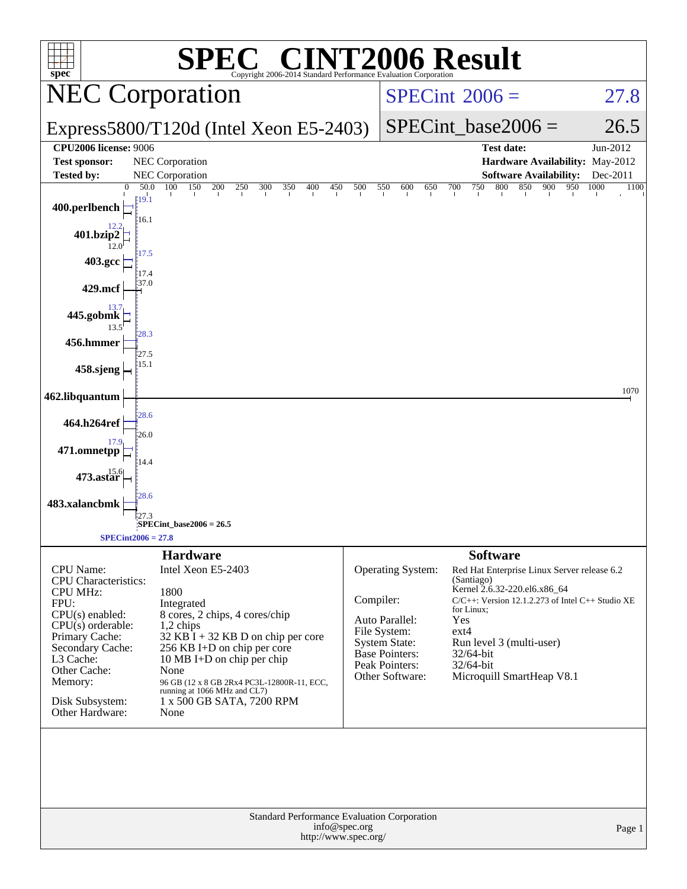# SPEC® CINT2006 Result

Copyright 2006-2014 Standard Performance Evaluation Corporation

## NEC Corporation

**Express5800/T120d (Intel Xeon E5-2403)**

SPECint 2006 = 27.8

SPECint_base2006 = 26.5

| | | | |
|---|---|---|---|
| **CPU2006 license:** 9006 | | **Test date:** | Jun-2012 |
| **Test sponsor:** | NEC Corporation | **Hardware Availability:** | May-2012 |
| **Tested by:** | NEC Corporation | **Software Availability:** | Dec-2011 |

| Benchmark | Peak | Base |
|---|---|---|
| 400.perlbench | 19.1 | 16.1 |
| 401.bzip2 | 12.2 | 12.0 |
| 403.gcc | 17.5 | 17.4 |
| 429.mcf | 37.0 | |
| 445.gobmk | 13.7 | 13.5 |
| 456.hmmer | 28.3 | 27.5 |
| 458.sjeng | 15.1 | |
| 462.libquantum | 1070 | |
| 464.h264ref | 28.6 | 26.0 |
| 471.omnetpp | 17.9 | 14.4 |
| 473.astar | 15.6 | |
| 483.xalancbmk | 28.6 | 27.3 |

SPECint_base2006 = 26.5

SPECint2006 = 27.8

### Hardware

| | |
|---|---|
| CPU Name: | Intel Xeon E5-2403 |
| CPU Characteristics: | |
| CPU MHz: | 1800 |
| FPU: | Integrated |
| CPU(s) enabled: | 8 cores, 2 chips, 4 cores/chip |
| CPU(s) orderable: | 1,2 chips |
| Primary Cache: | 32 KB I + 32 KB D on chip per core |
| Secondary Cache: | 256 KB I+D on chip per core |
| L3 Cache: | 10 MB I+D on chip per chip |
| Other Cache: | None |
| Memory: | 96 GB (12 x 8 GB 2Rx4 PC3L-12800R-11, ECC, running at 1066 MHz and CL7) |
| Disk Subsystem: | 1 x 500 GB SATA, 7200 RPM |
| Other Hardware: | None |

### Software

| | |
|---|---|
| Operating System: | Red Hat Enterprise Linux Server release 6.2 (Santiago) Kernel 2.6.32-220.el6.x86_64 |
| Compiler: | C/C++: Version 12.1.2.273 of Intel C++ Studio XE for Linux; |
| Auto Parallel: | Yes |
| File System: | ext4 |
| System State: | Run level 3 (multi-user) |
| Base Pointers: | 32/64-bit |
| Peak Pointers: | 32/64-bit |
| Other Software: | Microquill SmartHeap V8.1 |

Standard Performance Evaluation Corporation
info@spec.org
http://www.spec.org/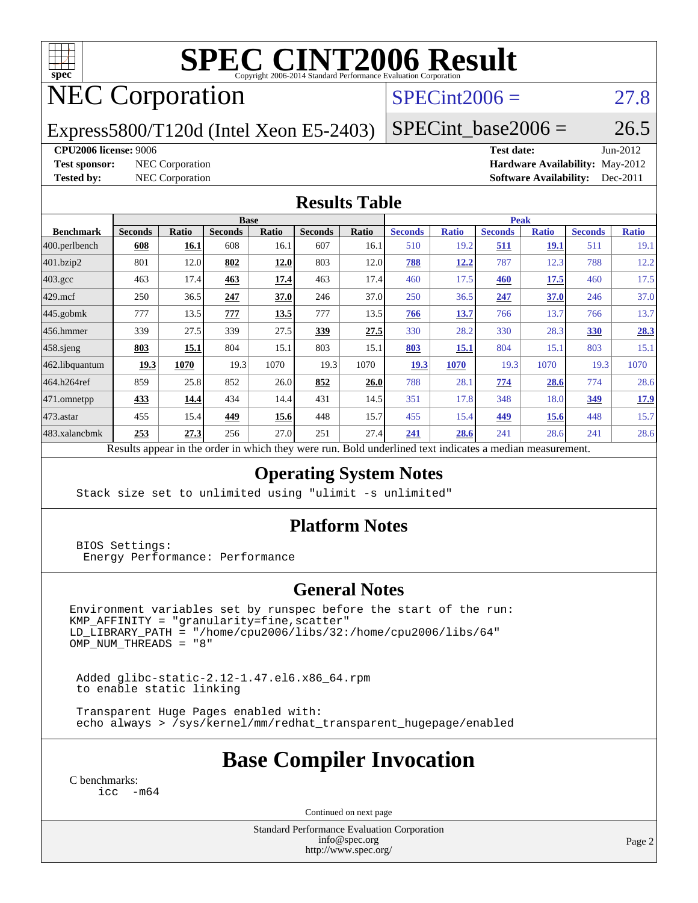# SPEC CINT2006 Result

Copyright 2006-2014 Standard Performance Evaluation Corporation

## NEC Corporation

Express5800/T120d (Intel Xeon E5-2403)

SPECint2006 = 27.8

SPECint_base2006 = 26.5

**CPU2006 license:** 9006
**Test sponsor:** NEC Corporation
**Tested by:** NEC Corporation

**Test date:** Jun-2012
**Hardware Availability:** May-2012
**Software Availability:** Dec-2011

## Results Table

| Benchmark | Base | | | | | | Peak | | | | | |
|---|---|---|---|---|---|---|---|---|---|---|---|---|
| | Seconds | Ratio | Seconds | Ratio | Seconds | Ratio | Seconds | Ratio | Seconds | Ratio | Seconds | Ratio |
| 400.perlbench | **608** | **16.1** | 608 | 16.1 | 607 | 16.1 | 510 | 19.2 | **511** | **19.1** | 511 | 19.1 |
| 401.bzip2 | 801 | 12.0 | **802** | **12.0** | 803 | 12.0 | **788** | **12.2** | 787 | 12.3 | 788 | 12.2 |
| 403.gcc | 463 | 17.4 | **463** | **17.4** | 463 | 17.4 | 460 | 17.5 | **460** | **17.5** | 460 | 17.5 |
| 429.mcf | 250 | 36.5 | **247** | **37.0** | 246 | 37.0 | 250 | 36.5 | **247** | **37.0** | 246 | 37.0 |
| 445.gobmk | 777 | 13.5 | **777** | **13.5** | 777 | 13.5 | **766** | **13.7** | 766 | 13.7 | 766 | 13.7 |
| 456.hmmer | 339 | 27.5 | 339 | 27.5 | **339** | **27.5** | 330 | 28.2 | 330 | 28.3 | **330** | **28.3** |
| 458.sjeng | **803** | **15.1** | 804 | 15.1 | 803 | 15.1 | **803** | **15.1** | 804 | 15.1 | 803 | 15.1 |
| 462.libquantum | **19.3** | **1070** | 19.3 | 1070 | 19.3 | 1070 | **19.3** | **1070** | 19.3 | 1070 | 19.3 | 1070 |
| 464.h264ref | 859 | 25.8 | 852 | 26.0 | **852** | **26.0** | 788 | 28.1 | **774** | **28.6** | 774 | 28.6 |
| 471.omnetpp | **433** | **14.4** | 434 | 14.4 | 431 | 14.5 | 351 | 17.8 | 348 | 18.0 | **349** | **17.9** |
| 473.astar | 455 | 15.4 | **449** | **15.6** | 448 | 15.7 | 455 | 15.4 | **449** | **15.6** | 448 | 15.7 |
| 483.xalancbmk | **253** | **27.3** | 256 | 27.0 | 251 | 27.4 | **241** | **28.6** | 241 | 28.6 | 241 | 28.6 |

Results appear in the order in which they were run. Bold underlined text indicates a median measurement.

## Operating System Notes

```
Stack size set to unlimited using "ulimit -s unlimited"
```

## Platform Notes

```
BIOS Settings:
 Energy Performance: Performance
```

## General Notes

```
Environment variables set by runspec before the start of the run:
KMP_AFFINITY = "granularity=fine,scatter"
LD_LIBRARY_PATH = "/home/cpu2006/libs/32:/home/cpu2006/libs/64"
OMP_NUM_THREADS = "8"

 Added glibc-static-2.12-1.47.el6.x86_64.rpm
 to enable static linking

 Transparent Huge Pages enabled with:
 echo always > /sys/kernel/mm/redhat_transparent_hugepage/enabled
```

## Base Compiler Invocation

C benchmarks:
```
icc -m64
```

Continued on next page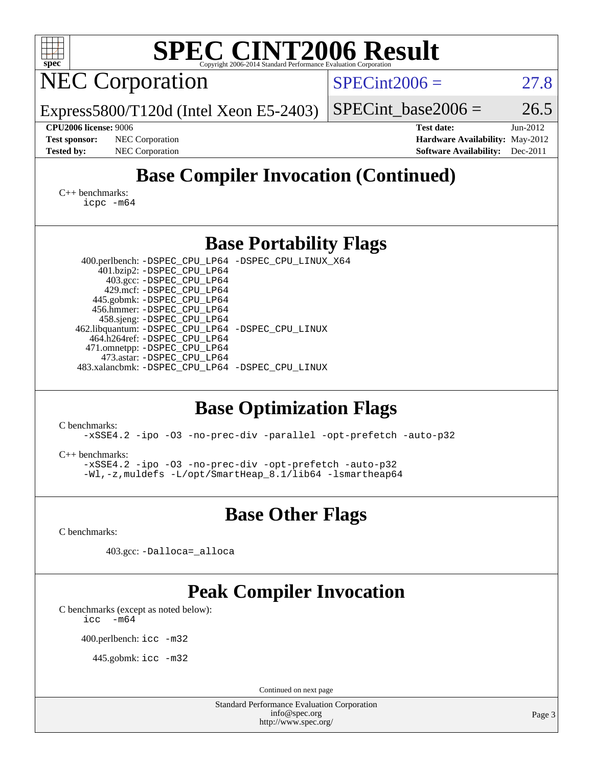# SPEC CINT2006 Result

Copyright 2006-2014 Standard Performance Evaluation Corporation

## NEC Corporation

Express5800/T120d (Intel Xeon E5-2403)

SPECint2006 = 27.8

SPECint_base2006 = 26.5

**CPU2006 license:** 9006
**Test sponsor:** NEC Corporation
**Tested by:** NEC Corporation

**Test date:** Jun-2012
**Hardware Availability:** May-2012
**Software Availability:** Dec-2011

## Base Compiler Invocation (Continued)

C++ benchmarks:
```
icpc -m64
```

## Base Portability Flags

400.perlbench: `-DSPEC_CPU_LP64 -DSPEC_CPU_LINUX_X64`
401.bzip2: `-DSPEC_CPU_LP64`
403.gcc: `-DSPEC_CPU_LP64`
429.mcf: `-DSPEC_CPU_LP64`
445.gobmk: `-DSPEC_CPU_LP64`
456.hmmer: `-DSPEC_CPU_LP64`
458.sjeng: `-DSPEC_CPU_LP64`
462.libquantum: `-DSPEC_CPU_LP64 -DSPEC_CPU_LINUX`
464.h264ref: `-DSPEC_CPU_LP64`
471.omnetpp: `-DSPEC_CPU_LP64`
473.astar: `-DSPEC_CPU_LP64`
483.xalancbmk: `-DSPEC_CPU_LP64 -DSPEC_CPU_LINUX`

## Base Optimization Flags

C benchmarks:
```
-xSSE4.2 -ipo -O3 -no-prec-div -parallel -opt-prefetch -auto-p32
```

C++ benchmarks:
```
-xSSE4.2 -ipo -O3 -no-prec-div -opt-prefetch -auto-p32
-Wl,-z,muldefs -L/opt/SmartHeap_8.1/lib64 -lsmartheap64
```

## Base Other Flags

C benchmarks:

403.gcc: `-Dalloca=_alloca`

## Peak Compiler Invocation

C benchmarks (except as noted below):
```
icc  -m64
```

400.perlbench: `icc -m32`

445.gobmk: `icc -m32`

Continued on next page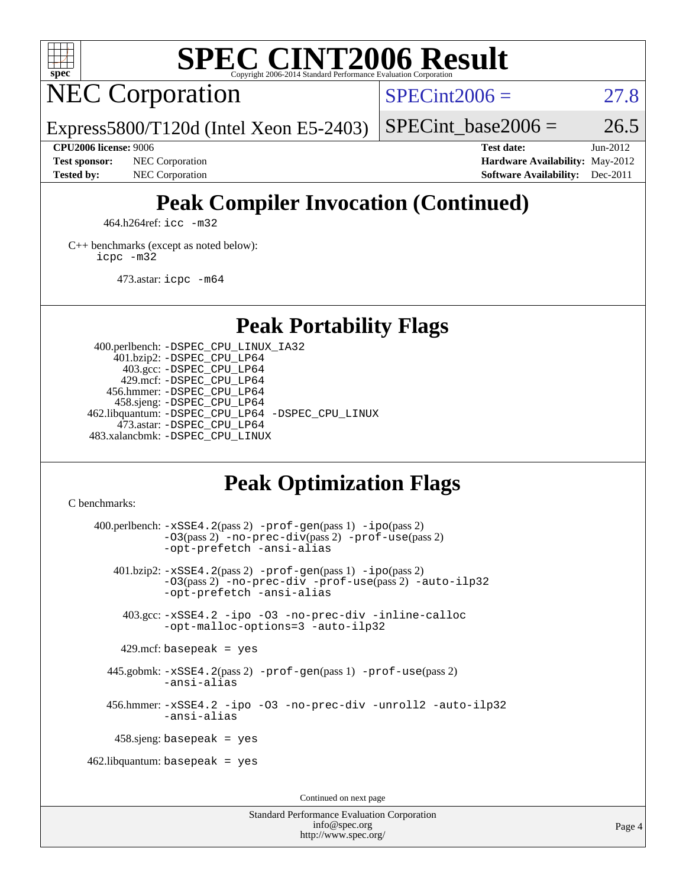# SPEC CINT2006 Result

Copyright 2006-2014 Standard Performance Evaluation Corporation

## NEC Corporation

Express5800/T120d (Intel Xeon E5-2403)

SPECint2006 = 27.8

SPECint_base2006 = 26.5

**CPU2006 license:** 9006
**Test sponsor:** NEC Corporation
**Tested by:** NEC Corporation

**Test date:** Jun-2012
**Hardware Availability:** May-2012
**Software Availability:** Dec-2011

## Peak Compiler Invocation (Continued)

464.h264ref: `icc -m32`

C++ benchmarks (except as noted below):
`icpc -m32`

473.astar: `icpc -m64`

## Peak Portability Flags

400.perlbench: `-DSPEC_CPU_LINUX_IA32`
401.bzip2: `-DSPEC_CPU_LP64`
403.gcc: `-DSPEC_CPU_LP64`
429.mcf: `-DSPEC_CPU_LP64`
456.hmmer: `-DSPEC_CPU_LP64`
458.sjeng: `-DSPEC_CPU_LP64`
462.libquantum: `-DSPEC_CPU_LP64 -DSPEC_CPU_LINUX`
473.astar: `-DSPEC_CPU_LP64`
483.xalancbmk: `-DSPEC_CPU_LINUX`

## Peak Optimization Flags

C benchmarks:

400.perlbench: `-xSSE4.2`(pass 2) `-prof-gen`(pass 1) `-ipo`(pass 2) `-O3`(pass 2) `-no-prec-div`(pass 2) `-prof-use`(pass 2) `-opt-prefetch -ansi-alias`

401.bzip2: `-xSSE4.2`(pass 2) `-prof-gen`(pass 1) `-ipo`(pass 2) `-O3`(pass 2) `-no-prec-div -prof-use`(pass 2) `-auto-ilp32 -opt-prefetch -ansi-alias`

403.gcc: `-xSSE4.2 -ipo -O3 -no-prec-div -inline-calloc -opt-malloc-options=3 -auto-ilp32`

429.mcf: `basepeak = yes`

445.gobmk: `-xSSE4.2`(pass 2) `-prof-gen`(pass 1) `-prof-use`(pass 2) `-ansi-alias`

456.hmmer: `-xSSE4.2 -ipo -O3 -no-prec-div -unroll2 -auto-ilp32 -ansi-alias`

458.sjeng: `basepeak = yes`

462.libquantum: `basepeak = yes`

Continued on next page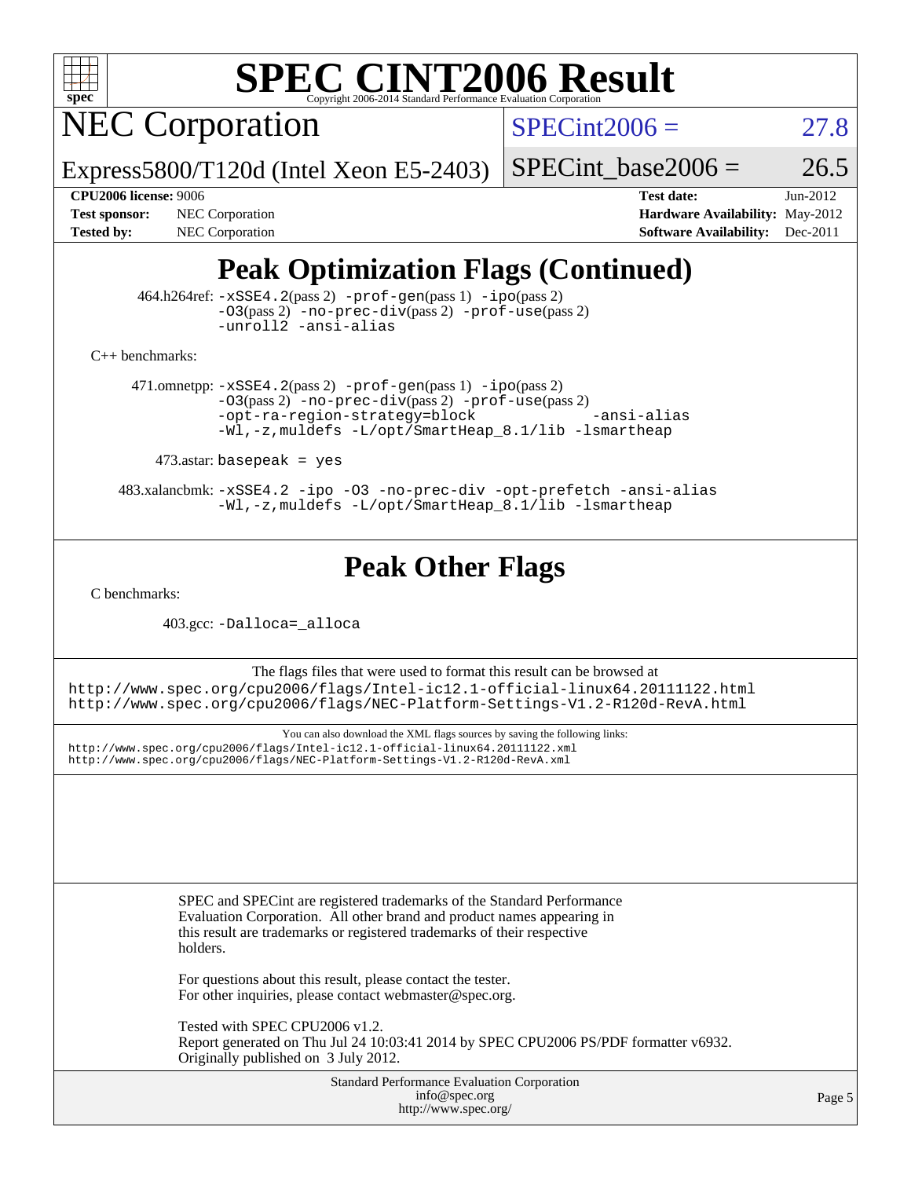# SPEC CINT2006 Result

Copyright 2006-2014 Standard Performance Evaluation Corporation

## NEC Corporation

Express5800/T120d (Intel Xeon E5-2403)

SPECint2006 = 27.8

SPECint_base2006 = 26.5

**CPU2006 license:** 9006
**Test sponsor:** NEC Corporation
**Tested by:** NEC Corporation

**Test date:** Jun-2012
**Hardware Availability:** May-2012
**Software Availability:** Dec-2011

## Peak Optimization Flags (Continued)

464.h264ref: -xSSE4.2(pass 2) -prof-gen(pass 1) -ipo(pass 2) -O3(pass 2) -no-prec-div(pass 2) -prof-use(pass 2) -unroll2 -ansi-alias

C++ benchmarks:

471.omnetpp: -xSSE4.2(pass 2) -prof-gen(pass 1) -ipo(pass 2) -O3(pass 2) -no-prec-div(pass 2) -prof-use(pass 2) -opt-ra-region-strategy=block -ansi-alias -Wl,-z,muldefs -L/opt/SmartHeap_8.1/lib -lsmartheap

473.astar: basepeak = yes

483.xalancbmk: -xSSE4.2 -ipo -O3 -no-prec-div -opt-prefetch -ansi-alias -Wl,-z,muldefs -L/opt/SmartHeap_8.1/lib -lsmartheap

## Peak Other Flags

C benchmarks:

403.gcc: -Dalloca=_alloca

The flags files that were used to format this result can be browsed at
http://www.spec.org/cpu2006/flags/Intel-ic12.1-official-linux64.20111122.html
http://www.spec.org/cpu2006/flags/NEC-Platform-Settings-V1.2-R120d-RevA.html

You can also download the XML flags sources by saving the following links:
http://www.spec.org/cpu2006/flags/Intel-ic12.1-official-linux64.20111122.xml
http://www.spec.org/cpu2006/flags/NEC-Platform-Settings-V1.2-R120d-RevA.xml

SPEC and SPECint are registered trademarks of the Standard Performance Evaluation Corporation. All other brand and product names appearing in this result are trademarks or registered trademarks of their respective holders.

For questions about this result, please contact the tester.
For other inquiries, please contact webmaster@spec.org.

Tested with SPEC CPU2006 v1.2.
Report generated on Thu Jul 24 10:03:41 2014 by SPEC CPU2006 PS/PDF formatter v6932.
Originally published on 3 July 2012.

Standard Performance Evaluation Corporation
info@spec.org
http://www.spec.org/